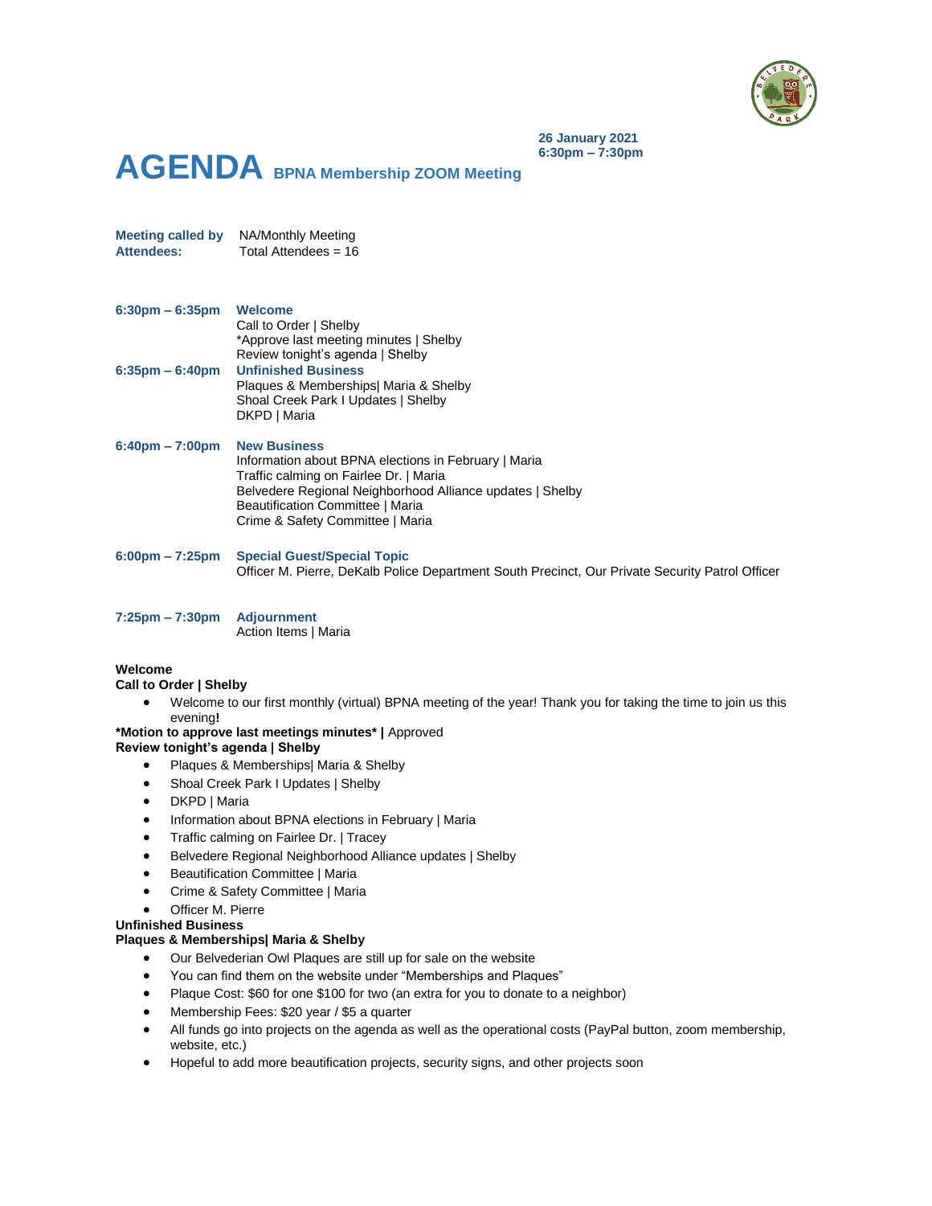26 January 2021
6:30pm – 7:30pm

# AGENDA BPNA Membership ZOOM Meeting

**Meeting called by** NA/Monthly Meeting
**Attendees:** Total Attendees = 16

| | |
|---|---|
| **6:30pm – 6:35pm** | **Welcome**<br>Call to Order \| Shelby<br>*Approve last meeting minutes \| Shelby<br>Review tonight's agenda \| Shelby |
| **6:35pm – 6:40pm** | **Unfinished Business**<br>Plaques & Memberships\| Maria & Shelby<br>Shoal Creek Park I Updates \| Shelby<br>DKPD \| Maria |
| **6:40pm – 7:00pm** | **New Business**<br>Information about BPNA elections in February \| Maria<br>Traffic calming on Fairlee Dr. \| Maria<br>Belvedere Regional Neighborhood Alliance updates \| Shelby<br>Beautification Committee \| Maria<br>Crime & Safety Committee \| Maria |
| **6:00pm – 7:25pm** | **Special Guest/Special Topic**<br>Officer M. Pierre, DeKalb Police Department South Precinct, Our Private Security Patrol Officer |
| **7:25pm – 7:30pm** | **Adjournment**<br>Action Items \| Maria |

**Welcome**

**Call to Order | Shelby**

- Welcome to our first monthly (virtual) BPNA meeting of the year! Thank you for taking the time to join us this evening**!**

**\*Motion to approve last meetings minutes\* |** Approved

**Review tonight's agenda | Shelby**

- Plaques & Memberships| Maria & Shelby
- Shoal Creek Park I Updates | Shelby
- DKPD | Maria
- Information about BPNA elections in February | Maria
- Traffic calming on Fairlee Dr. | Tracey
- Belvedere Regional Neighborhood Alliance updates | Shelby
- Beautification Committee | Maria
- Crime & Safety Committee | Maria
- Officer M. Pierre

**Unfinished Business**

**Plaques & Memberships| Maria & Shelby**

- Our Belvederian Owl Plaques are still up for sale on the website
- You can find them on the website under "Memberships and Plaques"
- Plaque Cost: $60 for one $100 for two (an extra for you to donate to a neighbor)
- Membership Fees: $20 year / $5 a quarter
- All funds go into projects on the agenda as well as the operational costs (PayPal button, zoom membership, website, etc.)
- Hopeful to add more beautification projects, security signs, and other projects soon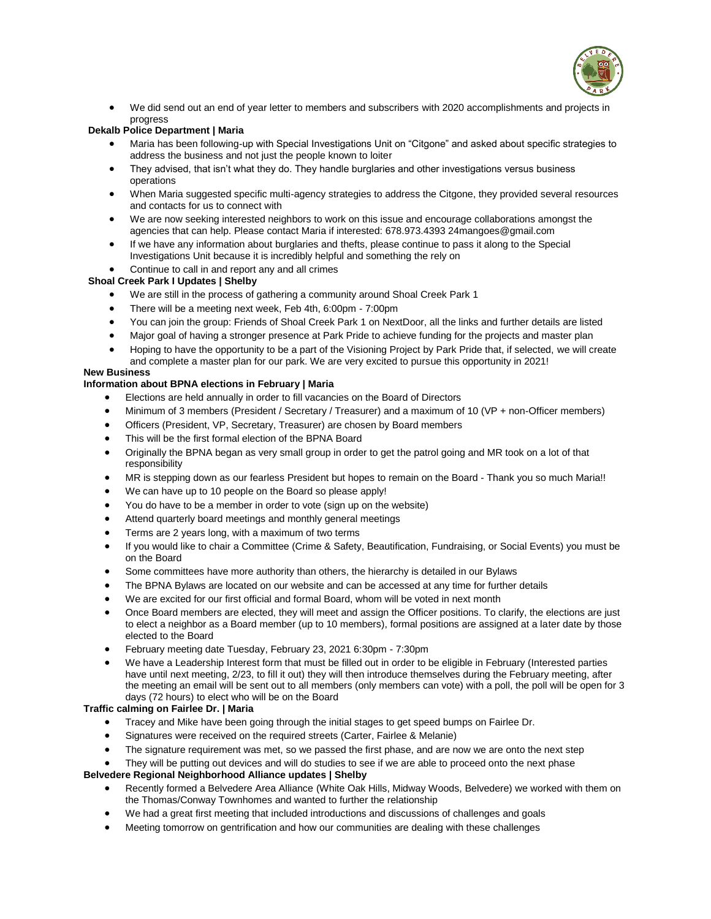- We did send out an end of year letter to members and subscribers with 2020 accomplishments and projects in progress

**Dekalb Police Department | Maria**

- Maria has been following-up with Special Investigations Unit on "Citgone" and asked about specific strategies to address the business and not just the people known to loiter
- They advised, that isn't what they do. They handle burglaries and other investigations versus business operations
- When Maria suggested specific multi-agency strategies to address the Citgone, they provided several resources and contacts for us to connect with
- We are now seeking interested neighbors to work on this issue and encourage collaborations amongst the agencies that can help. Please contact Maria if interested: 678.973.4393 24mangoes@gmail.com
- If we have any information about burglaries and thefts, please continue to pass it along to the Special Investigations Unit because it is incredibly helpful and something the rely on
- Continue to call in and report any and all crimes

**Shoal Creek Park I Updates | Shelby**

- We are still in the process of gathering a community around Shoal Creek Park 1
- There will be a meeting next week, Feb 4th, 6:00pm - 7:00pm
- You can join the group: Friends of Shoal Creek Park 1 on NextDoor, all the links and further details are listed
- Major goal of having a stronger presence at Park Pride to achieve funding for the projects and master plan
- Hoping to have the opportunity to be a part of the Visioning Project by Park Pride that, if selected, we will create and complete a master plan for our park. We are very excited to pursue this opportunity in 2021!

**New Business**

**Information about BPNA elections in February | Maria**

- Elections are held annually in order to fill vacancies on the Board of Directors
- Minimum of 3 members (President / Secretary / Treasurer) and a maximum of 10 (VP + non-Officer members)
- Officers (President, VP, Secretary, Treasurer) are chosen by Board members
- This will be the first formal election of the BPNA Board
- Originally the BPNA began as very small group in order to get the patrol going and MR took on a lot of that responsibility
- MR is stepping down as our fearless President but hopes to remain on the Board - Thank you so much Maria!!
- We can have up to 10 people on the Board so please apply!
- You do have to be a member in order to vote (sign up on the website)
- Attend quarterly board meetings and monthly general meetings
- Terms are 2 years long, with a maximum of two terms
- If you would like to chair a Committee (Crime & Safety, Beautification, Fundraising, or Social Events) you must be on the Board
- Some committees have more authority than others, the hierarchy is detailed in our Bylaws
- The BPNA Bylaws are located on our website and can be accessed at any time for further details
- We are excited for our first official and formal Board, whom will be voted in next month
- Once Board members are elected, they will meet and assign the Officer positions. To clarify, the elections are just to elect a neighbor as a Board member (up to 10 members), formal positions are assigned at a later date by those elected to the Board
- February meeting date Tuesday, February 23, 2021 6:30pm - 7:30pm
- We have a Leadership Interest form that must be filled out in order to be eligible in February (Interested parties have until next meeting, 2/23, to fill it out) they will then introduce themselves during the February meeting, after the meeting an email will be sent out to all members (only members can vote) with a poll, the poll will be open for 3 days (72 hours) to elect who will be on the Board

**Traffic calming on Fairlee Dr. | Maria**

- Tracey and Mike have been going through the initial stages to get speed bumps on Fairlee Dr.
- Signatures were received on the required streets (Carter, Fairlee & Melanie)
- The signature requirement was met, so we passed the first phase, and are now we are onto the next step
- They will be putting out devices and will do studies to see if we are able to proceed onto the next phase

**Belvedere Regional Neighborhood Alliance updates | Shelby**

- Recently formed a Belvedere Area Alliance (White Oak Hills, Midway Woods, Belvedere) we worked with them on the Thomas/Conway Townhomes and wanted to further the relationship
- We had a great first meeting that included introductions and discussions of challenges and goals
- Meeting tomorrow on gentrification and how our communities are dealing with these challenges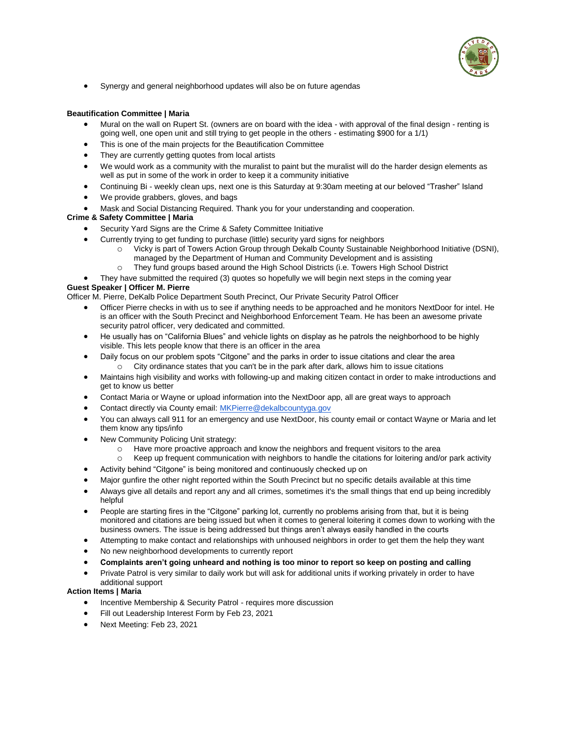- Synergy and general neighborhood updates will also be on future agendas

**Beautification Committee | Maria**

- Mural on the wall on Rupert St. (owners are on board with the idea - with approval of the final design - renting is going well, one open unit and still trying to get people in the others - estimating $900 for a 1/1)
- This is one of the main projects for the Beautification Committee
- They are currently getting quotes from local artists
- We would work as a community with the muralist to paint but the muralist will do the harder design elements as well as put in some of the work in order to keep it a community initiative
- Continuing Bi - weekly clean ups, next one is this Saturday at 9:30am meeting at our beloved "Trasher" Island
- We provide grabbers, gloves, and bags
- Mask and Social Distancing Required. Thank you for your understanding and cooperation.

**Crime & Safety Committee | Maria**

- Security Yard Signs are the Crime & Safety Committee Initiative
- Currently trying to get funding to purchase (little) security yard signs for neighbors
  - Vicky is part of Towers Action Group through Dekalb County Sustainable Neighborhood Initiative (DSNI), managed by the Department of Human and Community Development and is assisting
  - They fund groups based around the High School Districts (i.e. Towers High School District
- They have submitted the required (3) quotes so hopefully we will begin next steps in the coming year

**Guest Speaker | Officer M. Pierre**

Officer M. Pierre, DeKalb Police Department South Precinct, Our Private Security Patrol Officer

- Officer Pierre checks in with us to see if anything needs to be approached and he monitors NextDoor for intel. He is an officer with the South Precinct and Neighborhood Enforcement Team. He has been an awesome private security patrol officer, very dedicated and committed.
- He usually has on "California Blues" and vehicle lights on display as he patrols the neighborhood to be highly visible. This lets people know that there is an officer in the area
- Daily focus on our problem spots "Citgone" and the parks in order to issue citations and clear the area
  - City ordinance states that you can't be in the park after dark, allows him to issue citations
- Maintains high visibility and works with following-up and making citizen contact in order to make introductions and get to know us better
- Contact Maria or Wayne or upload information into the NextDoor app, all are great ways to approach
- Contact directly via County email: MKPierre@dekalbcountyga.gov
- You can always call 911 for an emergency and use NextDoor, his county email or contact Wayne or Maria and let them know any tips/info
- New Community Policing Unit strategy:
  - Have more proactive approach and know the neighbors and frequent visitors to the area
  - Keep up frequent communication with neighbors to handle the citations for loitering and/or park activity
- Activity behind "Citgone" is being monitored and continuously checked up on
- Major gunfire the other night reported within the South Precinct but no specific details available at this time
- Always give all details and report any and all crimes, sometimes it's the small things that end up being incredibly helpful
- People are starting fires in the "Citgone" parking lot, currently no problems arising from that, but it is being monitored and citations are being issued but when it comes to general loitering it comes down to working with the business owners. The issue is being addressed but things aren't always easily handled in the courts
- Attempting to make contact and relationships with unhoused neighbors in order to get them the help they want
- No new neighborhood developments to currently report
- **Complaints aren't going unheard and nothing is too minor to report so keep on posting and calling**
- Private Patrol is very similar to daily work but will ask for additional units if working privately in order to have additional support

**Action Items | Maria**

- Incentive Membership & Security Patrol - requires more discussion
- Fill out Leadership Interest Form by Feb 23, 2021
- Next Meeting: Feb 23, 2021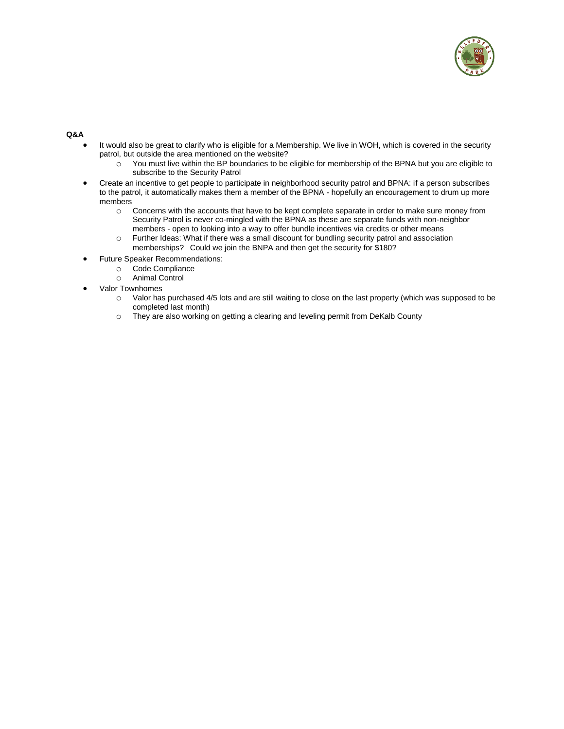**Q&A**

- It would also be great to clarify who is eligible for a Membership. We live in WOH, which is covered in the security patrol, but outside the area mentioned on the website?
  - You must live within the BP boundaries to be eligible for membership of the BPNA but you are eligible to subscribe to the Security Patrol
- Create an incentive to get people to participate in neighborhood security patrol and BPNA: if a person subscribes to the patrol, it automatically makes them a member of the BPNA - hopefully an encouragement to drum up more members
  - Concerns with the accounts that have to be kept complete separate in order to make sure money from Security Patrol is never co-mingled with the BPNA as these are separate funds with non-neighbor members - open to looking into a way to offer bundle incentives via credits or other means
  - Further Ideas: What if there was a small discount for bundling security patrol and association memberships? Could we join the BNPA and then get the security for $180?
- Future Speaker Recommendations:
  - Code Compliance
  - Animal Control
- Valor Townhomes
  - Valor has purchased 4/5 lots and are still waiting to close on the last property (which was supposed to be completed last month)
  - They are also working on getting a clearing and leveling permit from DeKalb County